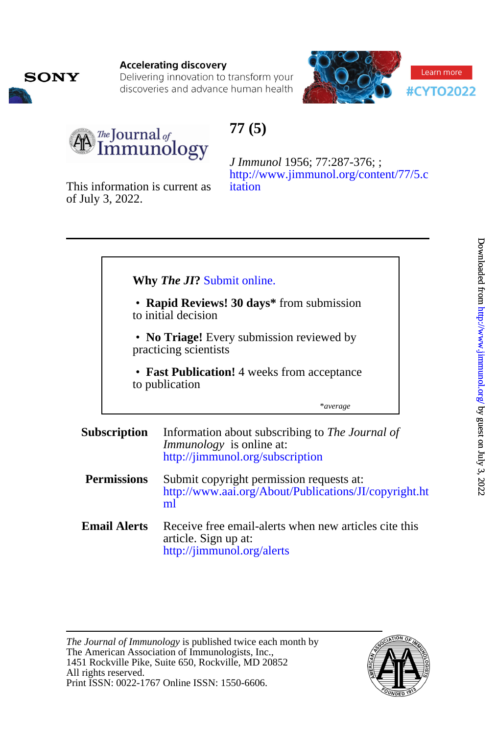**Accelerating discovery**
Delivering innovation to transform your discoveries and advance human health

Learn more

#CYTO2022

# 77 (5)

*J Immunol* 1956; 77:287-376; ;
http://www.jimmunol.org/content/77/5.citation

This information is current as of July 3, 2022.

---

**Why *The JI*?** Submit online.

- **Rapid Reviews! 30 days*** from submission to initial decision
- **No Triage!** Every submission reviewed by practicing scientists
- **Fast Publication!** 4 weeks from acceptance to publication

*\*average*

**Subscription** Information about subscribing to *The Journal of Immunology* is online at: http://jimmunol.org/subscription

**Permissions** Submit copyright permission requests at: http://www.aai.org/About/Publications/JI/copyright.html

**Email Alerts** Receive free email-alerts when new articles cite this article. Sign up at: http://jimmunol.org/alerts

---

*The Journal of Immunology* is published twice each month by
The American Association of Immunologists, Inc.,
1451 Rockville Pike, Suite 650, Rockville, MD 20852
All rights reserved.
Print ISSN: 0022-1767 Online ISSN: 1550-6606.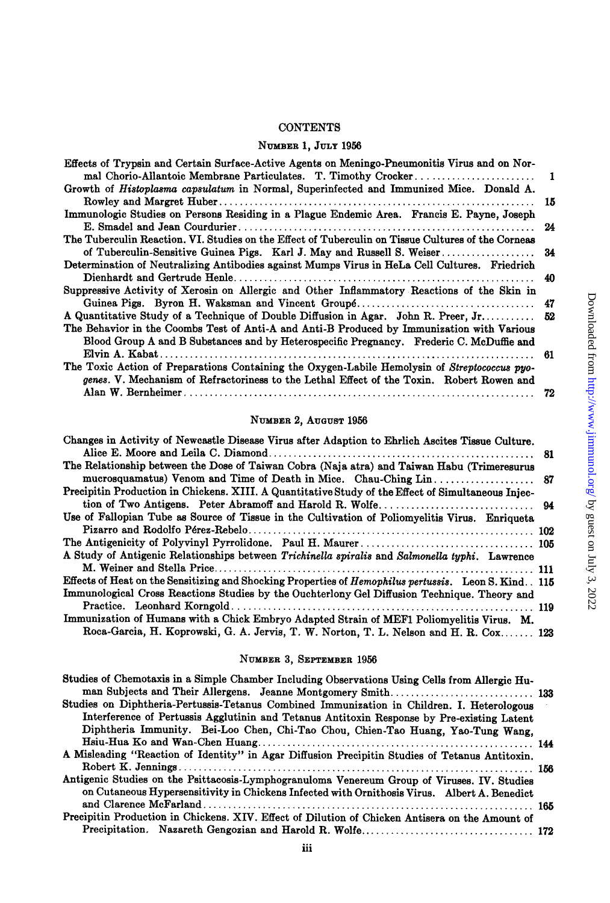# CONTENTS

## Number 1, July 1956

Effects of Trypsin and Certain Surface-Active Agents on Meningo-Pneumonitis Virus and on Normal Chorio-Allantoic Membrane Particulates. T. Timothy Crocker .......... 1

Growth of *Histoplasma capsulatum* in Normal, Superinfected and Immunized Mice. Donald A. Rowley and Margret Huber .......... 15

Immunologic Studies on Persons Residing in a Plague Endemic Area. Francis E. Payne, Joseph E. Smadel and Jean Courdurier .......... 24

The Tuberculin Reaction. VI. Studies on the Effect of Tuberculin on Tissue Cultures of the Corneas of Tuberculin-Sensitive Guinea Pigs. Karl J. May and Russell S. Weiser .......... 34

Determination of Neutralizing Antibodies against Mumps Virus in HeLa Cell Cultures. Friedrich Dienhardt and Gertrude Henle .......... 40

Suppressive Activity of Xerosin on Allergic and Other Inflammatory Reactions of the Skin in Guinea Pigs. Byron H. Waksman and Vincent Groupé .......... 47

A Quantitative Study of a Technique of Double Diffusion in Agar. John R. Preer, Jr. .......... 52

The Behavior in the Coombs Test of Anti-A and Anti-B Produced by Immunization with Various Blood Group A and B Substances and by Heterospecific Pregnancy. Frederic C. McDuffie and Elvin A. Kabat .......... 61

The Toxic Action of Preparations Containing the Oxygen-Labile Hemolysin of *Streptococcus pyogenes*. V. Mechanism of Refractoriness to the Lethal Effect of the Toxin. Robert Rowen and Alan W. Bernheimer .......... 72

## Number 2, August 1956

Changes in Activity of Newcastle Disease Virus after Adaption to Ehrlich Ascites Tissue Culture. Alice E. Moore and Leila C. Diamond .......... 81

The Relationship between the Dose of Taiwan Cobra (Naja atra) and Taiwan Habu (Trimeresurus mucrosquamatus) Venom and Time of Death in Mice. Chau-Ching Lin .......... 87

Precipitin Production in Chickens. XIII. A Quantitative Study of the Effect of Simultaneous Injection of Two Antigens. Peter Abramoff and Harold R. Wolfe .......... 94

Use of Fallopian Tube as Source of Tissue in the Cultivation of Poliomyelitis Virus. Enriqueta Pizarro and Rodolfo Pérez-Rebelo .......... 102

The Antigenicity of Polyvinyl Pyrrolidone. Paul H. Maurer .......... 105

A Study of Antigenic Relationships between *Trichinella spiralis* and *Salmonella typhi*. Lawrence M. Weiner and Stella Price .......... 111

Effects of Heat on the Sensitizing and Shocking Properties of *Hemophilus pertussis*. Leon S. Kind .......... 115

Immunological Cross Reactions Studies by the Ouchterlony Gel Diffusion Technique. Theory and Practice. Leonhard Korngold .......... 119

Immunization of Humans with a Chick Embryo Adapted Strain of MEF1 Poliomyelitis Virus. M. Roca-Garcia, H. Koprowski, G. A. Jervis, T. W. Norton, T. L. Nelson and H. R. Cox .......... 123

## Number 3, September 1956

Studies of Chemotaxis in a Simple Chamber Including Observations Using Cells from Allergic Human Subjects and Their Allergens. Jeanne Montgomery Smith .......... 133

Studies on Diphtheria-Pertussis-Tetanus Combined Immunization in Children. I. Heterologous Interference of Pertussis Agglutinin and Tetanus Antitoxin Response by Pre-existing Latent Diphtheria Immunity. Bei-Loo Chen, Chi-Tao Chou, Chien-Tao Huang, Yao-Tung Wang, Hsiu-Hua Ko and Wan-Chen Huang .......... 144

A Misleading "Reaction of Identity" in Agar Diffusion Precipitin Studies of Tetanus Antitoxin. Robert K. Jennings .......... 156

Antigenic Studies on the Psittacosis-Lymphogranuloma Venereum Group of Viruses. IV. Studies on Cutaneous Hypersensitivity in Chickens Infected with Ornithosis Virus. Albert A. Benedict and Clarence McFarland .......... 165

Precipitin Production in Chickens. XIV. Effect of Dilution of Chicken Antisera on the Amount of Precipitation. Nazareth Gengozian and Harold R. Wolfe .......... 172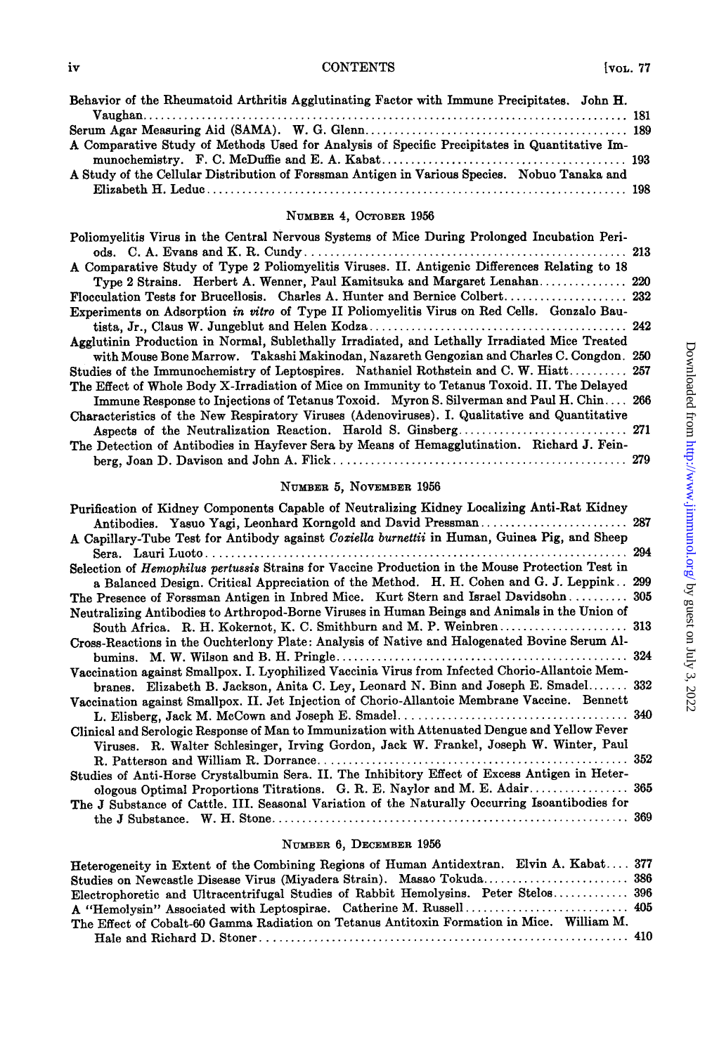Behavior of the Rheumatoid Arthritis Agglutinating Factor with Immune Precipitates. John H. Vaughan .......... 181

Serum Agar Measuring Aid (SAMA). W. G. Glenn .......... 189

A Comparative Study of Methods Used for Analysis of Specific Precipitates in Quantitative Immunochemistry. F. C. McDuffie and E. A. Kabat .......... 193

A Study of the Cellular Distribution of Forssman Antigen in Various Species. Nobuo Tanaka and Elizabeth H. Leduc .......... 198

## Number 4, October 1956

Poliomyelitis Virus in the Central Nervous Systems of Mice During Prolonged Incubation Periods. C. A. Evans and K. R. Cundy .......... 213

A Comparative Study of Type 2 Poliomyelitis Viruses. II. Antigenic Differences Relating to 18 Type 2 Strains. Herbert A. Wenner, Paul Kamitsuka and Margaret Lenahan .......... 220

Flocculation Tests for Brucellosis. Charles A. Hunter and Bernice Colbert .......... 232

Experiments on Adsorption *in vitro* of Type II Poliomyelitis Virus on Red Cells. Gonzalo Bautista, Jr., Claus W. Jungeblut and Helen Kodza .......... 242

Agglutinin Production in Normal, Sublethally Irradiated, and Lethally Irradiated Mice Treated with Mouse Bone Marrow. Takashi Makinodan, Nazareth Gengozian and Charles C. Congdon. 250

Studies of the Immunochemistry of Leptospires. Nathaniel Rothstein and C. W. Hiatt .......... 257

The Effect of Whole Body X-Irradiation of Mice on Immunity to Tetanus Toxoid. II. The Delayed Immune Response to Injections of Tetanus Toxoid. Myron S. Silverman and Paul H. Chin .... 266

Characteristics of the New Respiratory Viruses (Adenoviruses). I. Qualitative and Quantitative Aspects of the Neutralization Reaction. Harold S. Ginsberg .......... 271

The Detection of Antibodies in Hayfever Sera by Means of Hemagglutination. Richard J. Feinberg, Joan D. Davison and John A. Flick .......... 279

## Number 5, November 1956

Purification of Kidney Components Capable of Neutralizing Kidney Localizing Anti-Rat Kidney Antibodies. Yasuo Yagi, Leonhard Korngold and David Pressman .......... 287

A Capillary-Tube Test for Antibody against *Coxiella burnettii* in Human, Guinea Pig, and Sheep Sera. Lauri Luoto .......... 294

Selection of *Hemophilus pertussis* Strains for Vaccine Production in the Mouse Protection Test in a Balanced Design. Critical Appreciation of the Method. H. H. Cohen and G. J. Leppink .. 299

The Presence of Forssman Antigen in Inbred Mice. Kurt Stern and Israel Davidsohn .......... 305

Neutralizing Antibodies to Arthropod-Borne Viruses in Human Beings and Animals in the Union of South Africa. R. H. Kokernot, K. C. Smithburn and M. P. Weinbren .......... 313

Cross-Reactions in the Ouchterlony Plate: Analysis of Native and Halogenated Bovine Serum Albumins. M. W. Wilson and B. H. Pringle .......... 324

Vaccination against Smallpox. I. Lyophilized Vaccinia Virus from Infected Chorio-Allantoic Membranes. Elizabeth B. Jackson, Anita C. Ley, Leonard N. Binn and Joseph E. Smadel .......... 332

Vaccination against Smallpox. II. Jet Injection of Chorio-Allantoic Membrane Vaccine. Bennett L. Elisberg, Jack M. McCown and Joseph E. Smadel .......... 340

Clinical and Serologic Response of Man to Immunization with Attenuated Dengue and Yellow Fever Viruses. R. Walter Schlesinger, Irving Gordon, Jack W. Frankel, Joseph W. Winter, Paul R. Patterson and William R. Dorrance .......... 352

Studies of Anti-Horse Crystalbumin Sera. II. The Inhibitory Effect of Excess Antigen in Heterologous Optimal Proportions Titrations. G. R. E. Naylor and M. E. Adair .......... 365

The J Substance of Cattle. III. Seasonal Variation of the Naturally Occurring Isoantibodies for the J Substance. W. H. Stone .......... 369

## Number 6, December 1956

Heterogeneity in Extent of the Combining Regions of Human Antidextran. Elvin A. Kabat .... 377

Studies on Newcastle Disease Virus (Miyadera Strain). Masao Tokuda .......... 386

Electrophoretic and Ultracentrifugal Studies of Rabbit Hemolysins. Peter Stelos .......... 396

A "Hemolysin" Associated with Leptospirae. Catherine M. Russell .......... 405

The Effect of Cobalt-60 Gamma Radiation on Tetanus Antitoxin Formation in Mice. William M. Hale and Richard D. Stoner .......... 410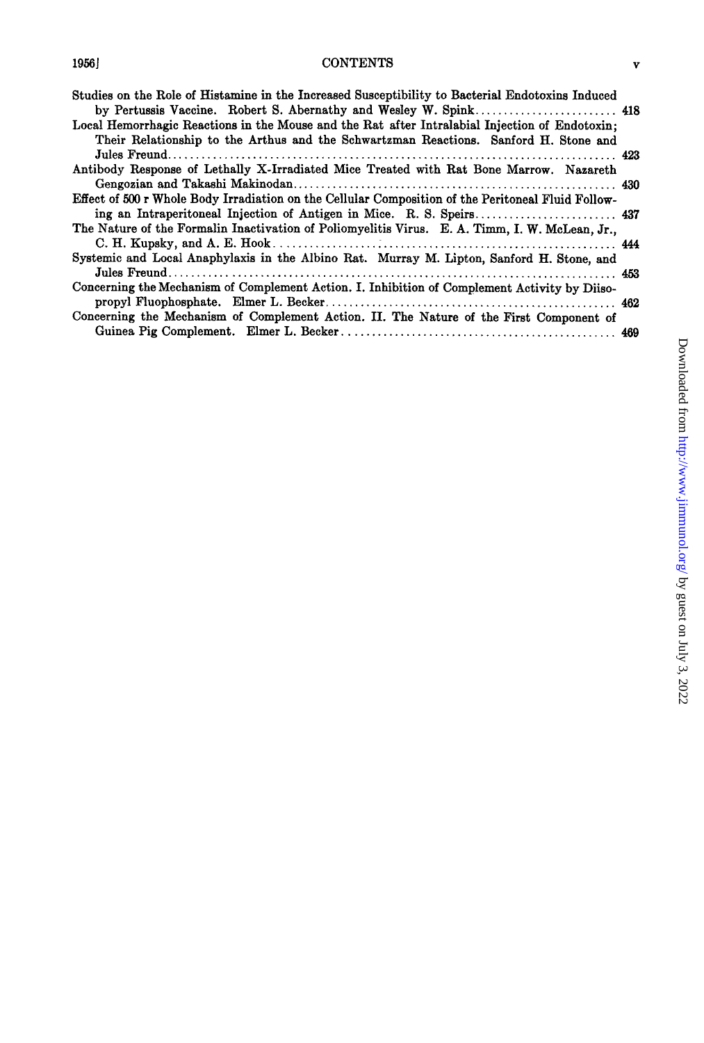Studies on the Role of Histamine in the Increased Susceptibility to Bacterial Endotoxins Induced by Pertussis Vaccine. Robert S. Abernathy and Wesley W. Spink........................ 418

Local Hemorrhagic Reactions in the Mouse and the Rat after Intralabial Injection of Endotoxin; Their Relationship to the Arthus and the Schwartzman Reactions. Sanford H. Stone and Jules Freund........................................................................ 423

Antibody Response of Lethally X-Irradiated Mice Treated with Rat Bone Marrow. Nazareth Gengozian and Takashi Makinodan........................................................ 430

Effect of 500 r Whole Body Irradiation on the Cellular Composition of the Peritoneal Fluid Following an Intraperitoneal Injection of Antigen in Mice. R. S. Speirs........................ 437

The Nature of the Formalin Inactivation of Poliomyelitis Virus. E. A. Timm, I. W. McLean, Jr., C. H. Kupsky, and A. E. Hook........................................................... 444

Systemic and Local Anaphylaxis in the Albino Rat. Murray M. Lipton, Sanford H. Stone, and Jules Freund........................................................................ 453

Concerning the Mechanism of Complement Action. I. Inhibition of Complement Activity by Diisopropyl Fluophosphate. Elmer L. Becker.................................................. 462

Concerning the Mechanism of Complement Action. II. The Nature of the First Component of Guinea Pig Complement. Elmer L. Becker............................................... 469